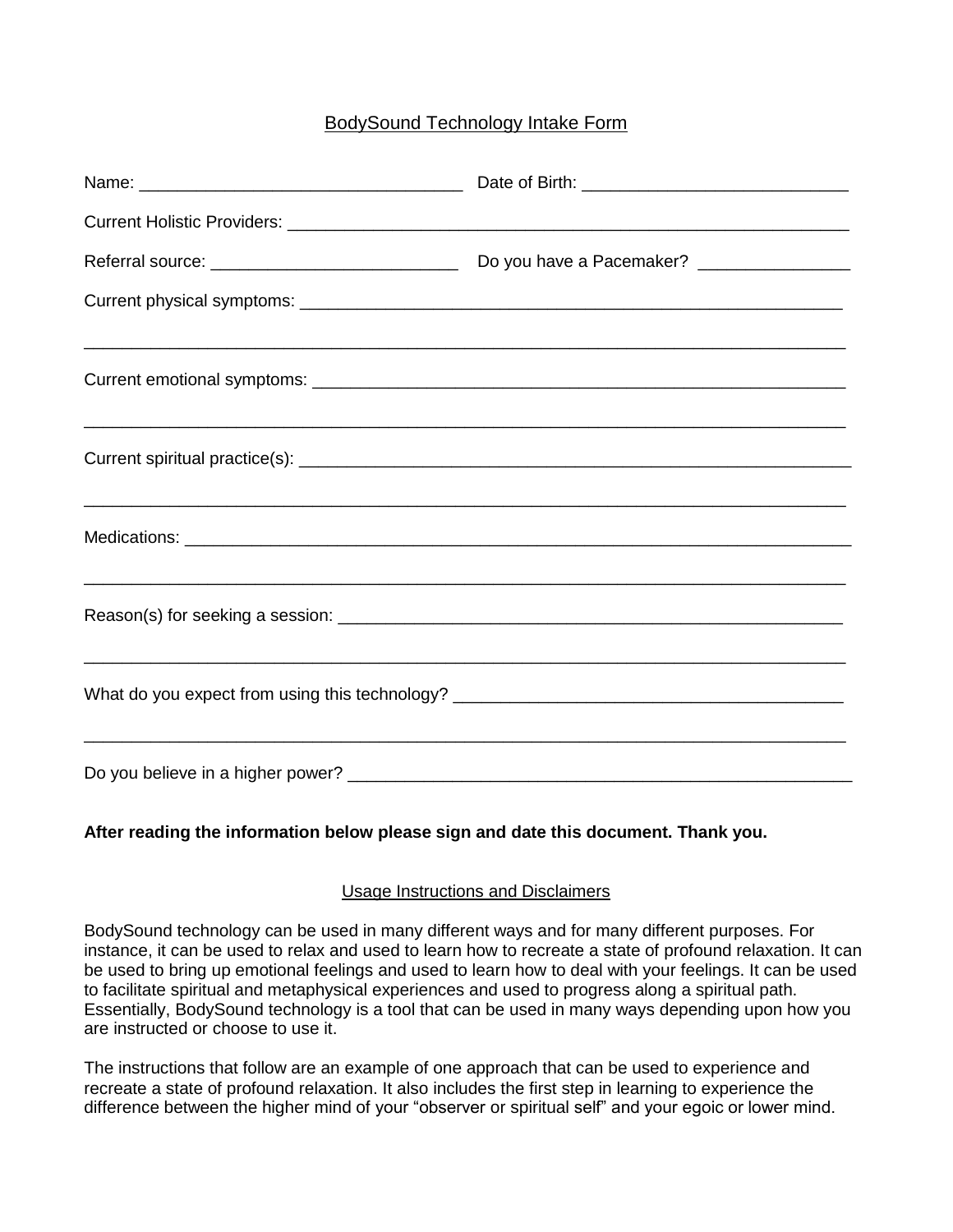# BodySound Technology Intake Form

Name: ______________________________ Date of Birth: ___________________________

Current Holistic Providers: ____________________________________________________________

Referral source: __________________________ Do you have a Pacemaker? ________________

Current physical symptoms: _________________________________________________________

_______________________________________________________________________________

Current emotional symptoms: ________________________________________________________

_______________________________________________________________________________

Current spiritual practice(s): _________________________________________________________

_______________________________________________________________________________

Medications: _____________________________________________________________________

_______________________________________________________________________________

Reason(s) for seeking a session: _____________________________________________________

_______________________________________________________________________________

What do you expect from using this technology? ________________________________________

_______________________________________________________________________________

Do you believe in a higher power? ____________________________________________________

**After reading the information below please sign and date this document. Thank you.**

## Usage Instructions and Disclaimers

BodySound technology can be used in many different ways and for many different purposes. For instance, it can be used to relax and used to learn how to recreate a state of profound relaxation. It can be used to bring up emotional feelings and used to learn how to deal with your feelings. It can be used to facilitate spiritual and metaphysical experiences and used to progress along a spiritual path. Essentially, BodySound technology is a tool that can be used in many ways depending upon how you are instructed or choose to use it.

The instructions that follow are an example of one approach that can be used to experience and recreate a state of profound relaxation. It also includes the first step in learning to experience the difference between the higher mind of your "observer or spiritual self" and your egoic or lower mind.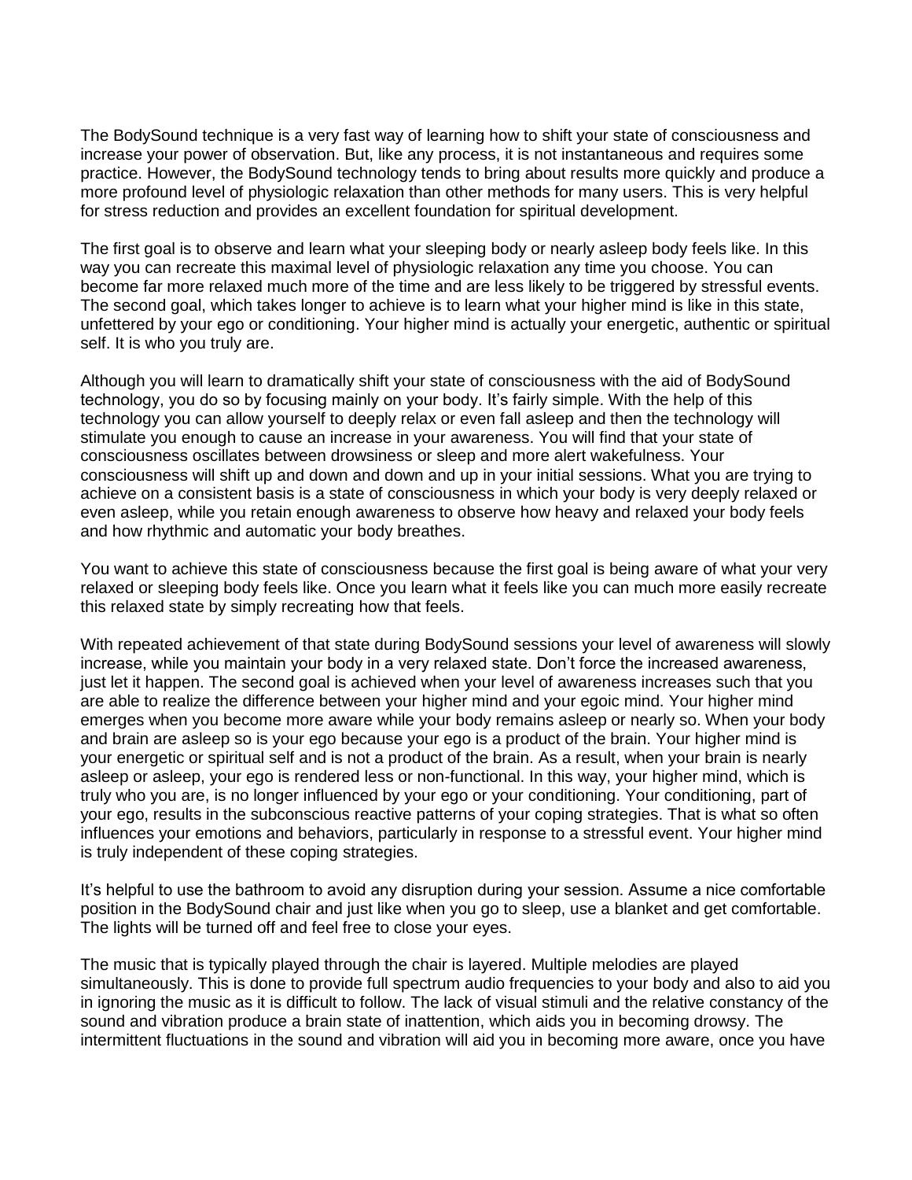The BodySound technique is a very fast way of learning how to shift your state of consciousness and increase your power of observation. But, like any process, it is not instantaneous and requires some practice. However, the BodySound technology tends to bring about results more quickly and produce a more profound level of physiologic relaxation than other methods for many users. This is very helpful for stress reduction and provides an excellent foundation for spiritual development.

The first goal is to observe and learn what your sleeping body or nearly asleep body feels like. In this way you can recreate this maximal level of physiologic relaxation any time you choose. You can become far more relaxed much more of the time and are less likely to be triggered by stressful events. The second goal, which takes longer to achieve is to learn what your higher mind is like in this state, unfettered by your ego or conditioning. Your higher mind is actually your energetic, authentic or spiritual self. It is who you truly are.

Although you will learn to dramatically shift your state of consciousness with the aid of BodySound technology, you do so by focusing mainly on your body. It's fairly simple. With the help of this technology you can allow yourself to deeply relax or even fall asleep and then the technology will stimulate you enough to cause an increase in your awareness. You will find that your state of consciousness oscillates between drowsiness or sleep and more alert wakefulness. Your consciousness will shift up and down and down and up in your initial sessions. What you are trying to achieve on a consistent basis is a state of consciousness in which your body is very deeply relaxed or even asleep, while you retain enough awareness to observe how heavy and relaxed your body feels and how rhythmic and automatic your body breathes.

You want to achieve this state of consciousness because the first goal is being aware of what your very relaxed or sleeping body feels like. Once you learn what it feels like you can much more easily recreate this relaxed state by simply recreating how that feels.

With repeated achievement of that state during BodySound sessions your level of awareness will slowly increase, while you maintain your body in a very relaxed state. Don't force the increased awareness, just let it happen. The second goal is achieved when your level of awareness increases such that you are able to realize the difference between your higher mind and your egoic mind. Your higher mind emerges when you become more aware while your body remains asleep or nearly so. When your body and brain are asleep so is your ego because your ego is a product of the brain. Your higher mind is your energetic or spiritual self and is not a product of the brain. As a result, when your brain is nearly asleep or asleep, your ego is rendered less or non-functional. In this way, your higher mind, which is truly who you are, is no longer influenced by your ego or your conditioning. Your conditioning, part of your ego, results in the subconscious reactive patterns of your coping strategies. That is what so often influences your emotions and behaviors, particularly in response to a stressful event. Your higher mind is truly independent of these coping strategies.

It's helpful to use the bathroom to avoid any disruption during your session. Assume a nice comfortable position in the BodySound chair and just like when you go to sleep, use a blanket and get comfortable. The lights will be turned off and feel free to close your eyes.

The music that is typically played through the chair is layered. Multiple melodies are played simultaneously. This is done to provide full spectrum audio frequencies to your body and also to aid you in ignoring the music as it is difficult to follow. The lack of visual stimuli and the relative constancy of the sound and vibration produce a brain state of inattention, which aids you in becoming drowsy. The intermittent fluctuations in the sound and vibration will aid you in becoming more aware, once you have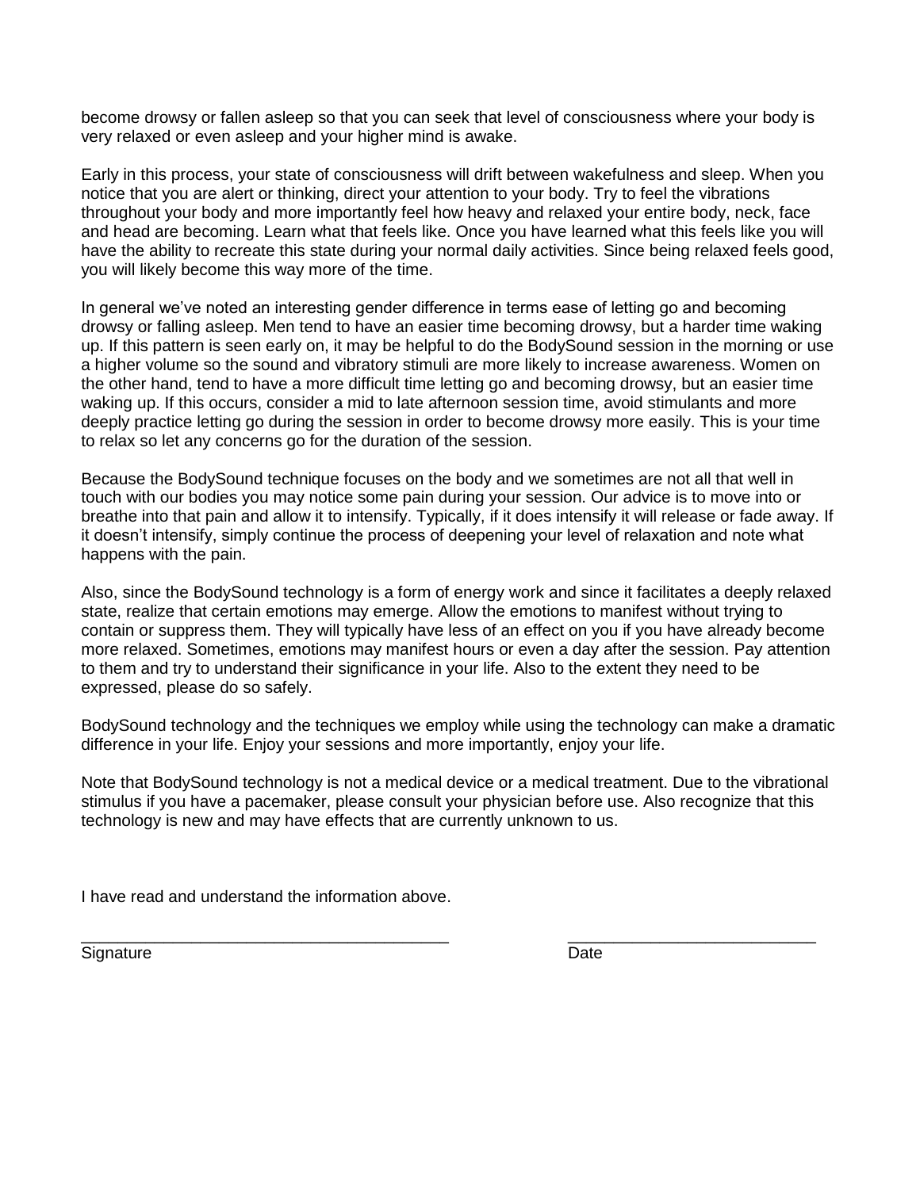become drowsy or fallen asleep so that you can seek that level of consciousness where your body is very relaxed or even asleep and your higher mind is awake.

Early in this process, your state of consciousness will drift between wakefulness and sleep. When you notice that you are alert or thinking, direct your attention to your body. Try to feel the vibrations throughout your body and more importantly feel how heavy and relaxed your entire body, neck, face and head are becoming. Learn what that feels like. Once you have learned what this feels like you will have the ability to recreate this state during your normal daily activities. Since being relaxed feels good, you will likely become this way more of the time.

In general we've noted an interesting gender difference in terms ease of letting go and becoming drowsy or falling asleep. Men tend to have an easier time becoming drowsy, but a harder time waking up. If this pattern is seen early on, it may be helpful to do the BodySound session in the morning or use a higher volume so the sound and vibratory stimuli are more likely to increase awareness. Women on the other hand, tend to have a more difficult time letting go and becoming drowsy, but an easier time waking up. If this occurs, consider a mid to late afternoon session time, avoid stimulants and more deeply practice letting go during the session in order to become drowsy more easily. This is your time to relax so let any concerns go for the duration of the session.

Because the BodySound technique focuses on the body and we sometimes are not all that well in touch with our bodies you may notice some pain during your session. Our advice is to move into or breathe into that pain and allow it to intensify. Typically, if it does intensify it will release or fade away. If it doesn't intensify, simply continue the process of deepening your level of relaxation and note what happens with the pain.

Also, since the BodySound technology is a form of energy work and since it facilitates a deeply relaxed state, realize that certain emotions may emerge. Allow the emotions to manifest without trying to contain or suppress them. They will typically have less of an effect on you if you have already become more relaxed. Sometimes, emotions may manifest hours or even a day after the session. Pay attention to them and try to understand their significance in your life. Also to the extent they need to be expressed, please do so safely.

BodySound technology and the techniques we employ while using the technology can make a dramatic difference in your life. Enjoy your sessions and more importantly, enjoy your life.

Note that BodySound technology is not a medical device or a medical treatment. Due to the vibrational stimulus if you have a pacemaker, please consult your physician before use. Also recognize that this technology is new and may have effects that are currently unknown to us.

I have read and understand the information above.

\_\_\_\_\_\_\_\_\_\_\_\_\_\_\_\_\_\_\_\_\_\_\_\_\_\_\_\_\_\_\_\_\_\_\_\_\_\_\_\_ \_\_\_\_\_\_\_\_\_\_\_\_\_\_\_\_\_\_\_\_\_\_\_\_\_\_\_\_

Signature Date